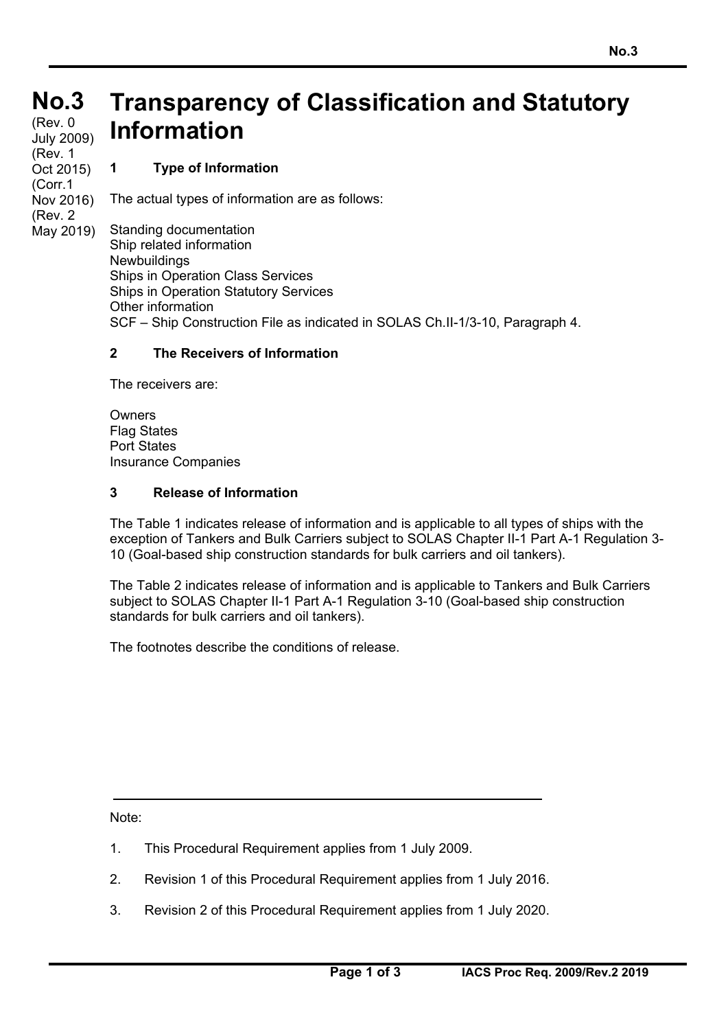# No.3 Transparency of Classification and Statutory Information

(Rev. 0 July 2009)
(Rev. 1 Oct 2015)
(Corr.1 Nov 2016)
(Rev. 2 May 2019)

## 1 Type of Information

The actual types of information are as follows:

Standing documentation
Ship related information
Newbuildings
Ships in Operation Class Services
Ships in Operation Statutory Services
Other information
SCF – Ship Construction File as indicated in SOLAS Ch.II-1/3-10, Paragraph 4.

## 2 The Receivers of Information

The receivers are:

Owners
Flag States
Port States
Insurance Companies

## 3 Release of Information

The Table 1 indicates release of information and is applicable to all types of ships with the exception of Tankers and Bulk Carriers subject to SOLAS Chapter II-1 Part A-1 Regulation 3-10 (Goal-based ship construction standards for bulk carriers and oil tankers).

The Table 2 indicates release of information and is applicable to Tankers and Bulk Carriers subject to SOLAS Chapter II-1 Part A-1 Regulation 3-10 (Goal-based ship construction standards for bulk carriers and oil tankers).

The footnotes describe the conditions of release.

---

Note:

1. This Procedural Requirement applies from 1 July 2009.
2. Revision 1 of this Procedural Requirement applies from 1 July 2016.
3. Revision 2 of this Procedural Requirement applies from 1 July 2020.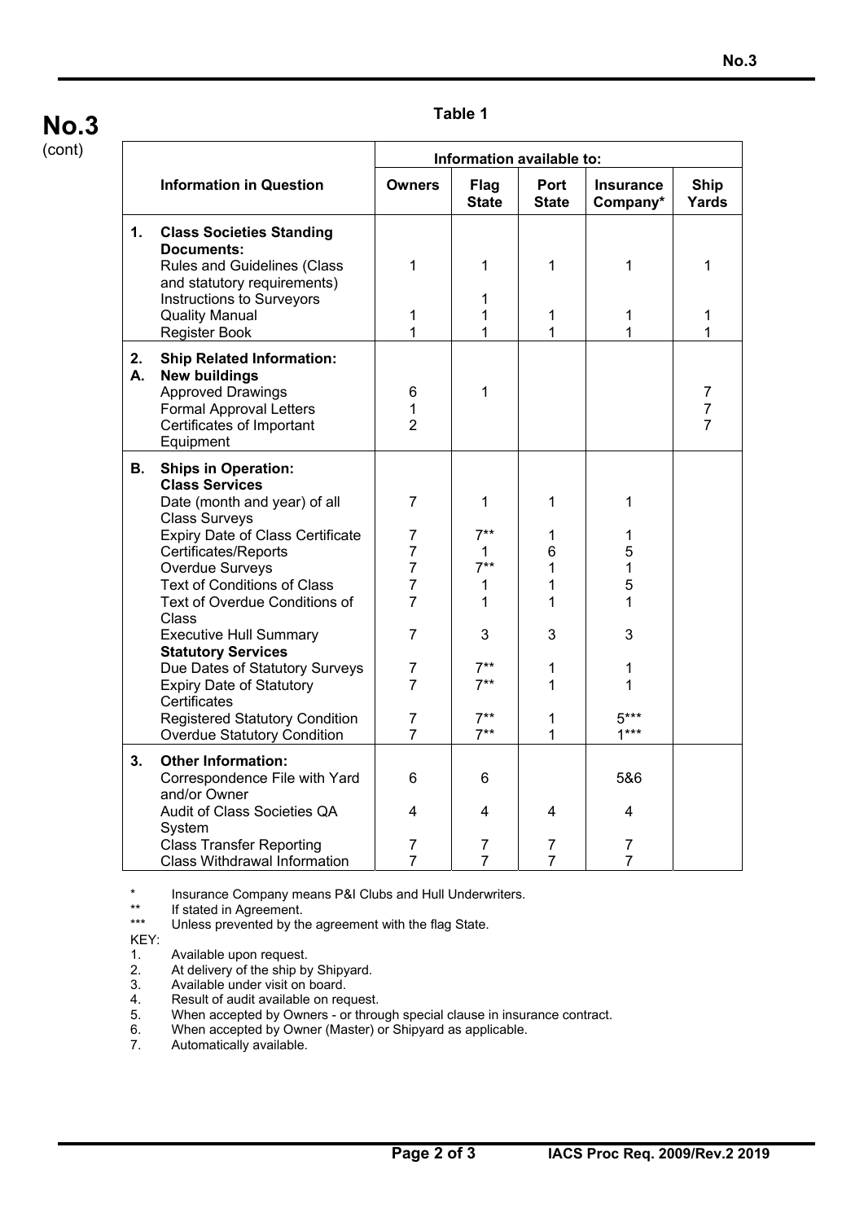# No.3

(cont)

**Table 1**

| | Information in Question | Information available to: | | | | |
|---|---|---|---|---|---|---|
| | | **Owners** | **Flag State** | **Port State** | **Insurance Company*** | **Ship Yards** |
| **1.** | **Class Societies Standing Documents:** | | | | | |
| | Rules and Guidelines (Class and statutory requirements) | 1 | 1 | 1 | 1 | 1 |
| | Instructions to Surveyors | | 1 | | | |
| | Quality Manual | 1 | 1 | 1 | 1 | 1 |
| | Register Book | 1 | 1 | 1 | 1 | 1 |
| **2. A.** | **Ship Related Information:** **New buildings** | | | | | |
| | Approved Drawings | 6 | 1 | | | 7 |
| | Formal Approval Letters | 1 | | | | 7 |
| | Certificates of Important Equipment | 2 | | | | 7 |
| **B.** | **Ships in Operation:** **Class Services** | | | | | |
| | Date (month and year) of all Class Surveys | 7 | 1 | 1 | 1 | |
| | Expiry Date of Class Certificate | 7 | 7** | 1 | 1 | |
| | Certificates/Reports | 7 | 1 | 6 | 5 | |
| | Overdue Surveys | 7 | 7** | 1 | 1 | |
| | Text of Conditions of Class | 7 | 1 | 1 | 5 | |
| | Text of Overdue Conditions of Class | 7 | 1 | 1 | 1 | |
| | Executive Hull Summary | 7 | 3 | 3 | 3 | |
| | **Statutory Services** | | | | | |
| | Due Dates of Statutory Surveys | 7 | 7** | 1 | 1 | |
| | Expiry Date of Statutory Certificates | 7 | 7** | 1 | 1 | |
| | Registered Statutory Condition | 7 | 7** | 1 | 5*** | |
| | Overdue Statutory Condition | 7 | 7** | 1 | 1*** | |
| **3.** | **Other Information:** | | | | | |
| | Correspondence File with Yard and/or Owner | 6 | 6 | | 5&6 | |
| | Audit of Class Societies QA System | 4 | 4 | 4 | 4 | |
| | Class Transfer Reporting | 7 | 7 | 7 | 7 | |
| | Class Withdrawal Information | 7 | 7 | 7 | 7 | |

\* Insurance Company means P&I Clubs and Hull Underwriters.

\** If stated in Agreement.

\*** Unless prevented by the agreement with the flag State.

KEY:

1. Available upon request.
2. At delivery of the ship by Shipyard.
3. Available under visit on board.
4. Result of audit available on request.
5. When accepted by Owners - or through special clause in insurance contract.
6. When accepted by Owner (Master) or Shipyard as applicable.
7. Automatically available.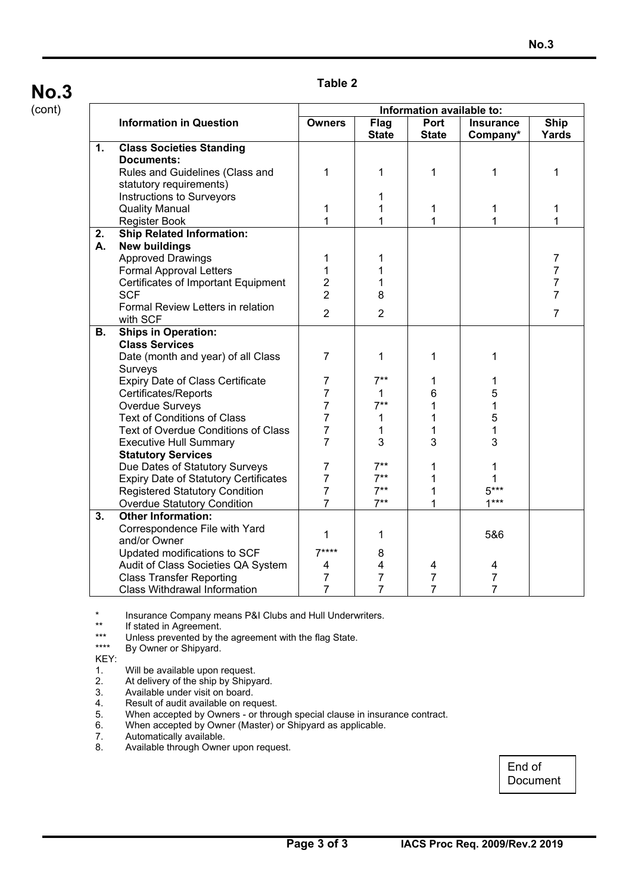**No.3** (cont)

**Table 2**

| | **Information in Question** | **Information available to:** | | | | |
|---|---|---|---|---|---|---|
| | | **Owners** | **Flag State** | **Port State** | **Insurance Company*** | **Ship Yards** |
| **1.** | **Class Societies Standing Documents:** | | | | | |
| | Rules and Guidelines (Class and statutory requirements) | 1 | 1 | 1 | 1 | 1 |
| | Instructions to Surveyors | | 1 | | | |
| | Quality Manual | 1 | 1 | 1 | 1 | 1 |
| | Register Book | 1 | 1 | 1 | 1 | 1 |
| **2.** | **Ship Related Information:** | | | | | |
| **A.** | **New buildings** | | | | | |
| | Approved Drawings | 1 | 1 | | | 7 |
| | Formal Approval Letters | 1 | 1 | | | 7 |
| | Certificates of Important Equipment | 2 | 1 | | | 7 |
| | SCF | 2 | 8 | | | 7 |
| | Formal Review Letters in relation with SCF | 2 | 2 | | | 7 |
| **B.** | **Ships in Operation:** | | | | | |
| | **Class Services** | | | | | |
| | Date (month and year) of all Class Surveys | 7 | 1 | 1 | 1 | |
| | Expiry Date of Class Certificate | 7 | 7** | 1 | 1 | |
| | Certificates/Reports | 7 | 1 | 6 | 5 | |
| | Overdue Surveys | 7 | 7** | 1 | 1 | |
| | Text of Conditions of Class | 7 | 1 | 1 | 5 | |
| | Text of Overdue Conditions of Class | 7 | 1 | 1 | 1 | |
| | Executive Hull Summary | 7 | 3 | 3 | 3 | |
| | **Statutory Services** | | | | | |
| | Due Dates of Statutory Surveys | 7 | 7** | 1 | 1 | |
| | Expiry Date of Statutory Certificates | 7 | 7** | 1 | 1 | |
| | Registered Statutory Condition | 7 | 7** | 1 | 5*** | |
| | Overdue Statutory Condition | 7 | 7** | 1 | 1*** | |
| **3.** | **Other Information:** | | | | | |
| | Correspondence File with Yard and/or Owner | 1 | 1 | | 5&6 | |
| | Updated modifications to SCF | 7**** | 8 | | | |
| | Audit of Class Societies QA System | 4 | 4 | 4 | 4 | |
| | Class Transfer Reporting | 7 | 7 | 7 | 7 | |
| | Class Withdrawal Information | 7 | 7 | 7 | 7 | |

\* Insurance Company means P&I Clubs and Hull Underwriters.

** If stated in Agreement.

*** Unless prevented by the agreement with the flag State.

**** By Owner or Shipyard.

KEY:

1. Will be available upon request.
2. At delivery of the ship by Shipyard.
3. Available under visit on board.
4. Result of audit available on request.
5. When accepted by Owners - or through special clause in insurance contract.
6. When accepted by Owner (Master) or Shipyard as applicable.
7. Automatically available.
8. Available through Owner upon request.

End of Document